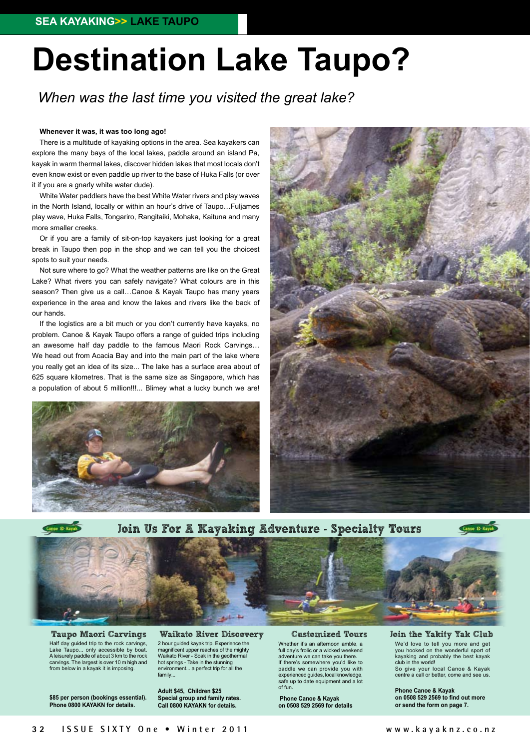# Destination Lake Taupo?

*When was the last time you visited the great lake?*

**Whenever it was, it was too long ago!**

There is a multitude of kayaking options in the area. Sea kayakers can explore the many bays of the local lakes, paddle around an island Pa, kayak in warm thermal lakes, discover hidden lakes that most locals don't even know exist or even paddle up river to the base of Huka Falls (or over it if you are a gnarly white water dude).

White Water paddlers have the best White Water rivers and play waves in the North Island, locally or within an hour's drive of Taupo…Fuljames play wave, Huka Falls, Tongariro, Rangitaiki, Mohaka, Kaituna and many more smaller creeks.

Or if you are a family of sit-on-top kayakers just looking for a great break in Taupo then pop in the shop and we can tell you the choicest spots to suit your needs.

Not sure where to go? What the weather patterns are like on the Great Lake? What rivers you can safely navigate? What colours are in this season? Then give us a call…Canoe & Kayak Taupo has many years experience in the area and know the lakes and rivers like the back of our hands.

If the logistics are a bit much or you don't currently have kayaks, no problem. Canoe & Kayak Taupo offers a range of guided trips including an awesome half day paddle to the famous Maori Rock Carvings… We head out from Acacia Bay and into the main part of the lake where you really get an idea of its size... The lake has a surface area about of 625 square kilometres. That is the same size as Singapore, which has a population of about 5 million!!!... Blimey what a lucky bunch we are!

## Join Us For A Kayaking Adventure - Specialty Tours

### Taupo Maori Carvings

Half day guided trip to the rock carvings, Lake Taupo... only accessible by boat. A leisurely paddle of about 3 km to the rock carvings. The largest is over 10 m high and from below in a kayak it is imposing.

**$85 per person (bookings essential). Phone 0800 KAYAKN for details.**

### Waikato River Discovery

2 hour guided kayak trip. Experience the magnificent upper reaches of the mighty Waikato River - Soak in the geothermal hot springs - Take in the stunning environment... a perfect trip for all the family...

**Adult $45, Children $25**
**Special group and family rates.**
**Call 0800 KAYAKN for details.**

### Customized Tours

Whether it's an afternoon amble, a full day's frolic or a wicked weekend adventure we can take you there. If there's somewhere you'd like to paddle we can provide you with experienced guides, local knowledge, safe up to date equipment and a lot of fun.

**Phone Canoe & Kayak on 0508 529 2569 for details**

### Join the Yakity Yak Club

We'd love to tell you more and get you hooked on the wonderful sport of kayaking and probably the best kayak club in the world!
So give your local Canoe & Kayak centre a call or better, come and see us.

**Phone Canoe & Kayak on 0508 529 2569 to find out more or send the form on page 7.**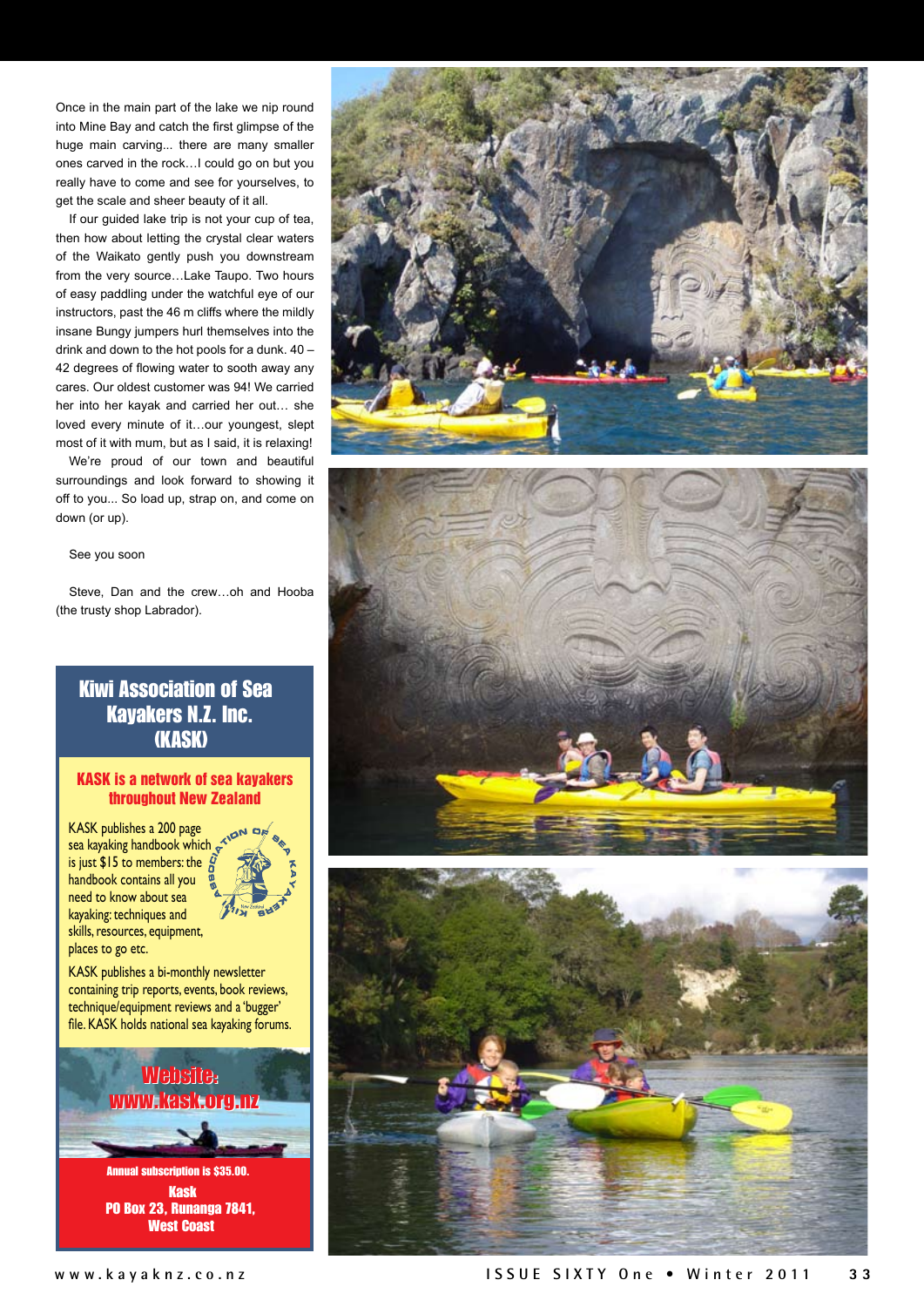Once in the main part of the lake we nip round into Mine Bay and catch the first glimpse of the huge main carving... there are many smaller ones carved in the rock…I could go on but you really have to come and see for yourselves, to get the scale and sheer beauty of it all.

If our guided lake trip is not your cup of tea, then how about letting the crystal clear waters of the Waikato gently push you downstream from the very source…Lake Taupo. Two hours of easy paddling under the watchful eye of our instructors, past the 46 m cliffs where the mildly insane Bungy jumpers hurl themselves into the drink and down to the hot pools for a dunk. 40 – 42 degrees of flowing water to sooth away any cares. Our oldest customer was 94! We carried her into her kayak and carried her out… she loved every minute of it…our youngest, slept most of it with mum, but as I said, it is relaxing!

We're proud of our town and beautiful surroundings and look forward to showing it off to you... So load up, strap on, and come on down (or up).

See you soon

Steve, Dan and the crew…oh and Hooba (the trusty shop Labrador).

## Kiwi Association of Sea Kayakers N.Z. Inc. (KASK)

**KASK is a network of sea kayakers throughout New Zealand**

KASK publishes a 200 page sea kayaking handbook which is just $15 to members: the handbook contains all you need to know about sea kayaking: techniques and skills, resources, equipment, places to go etc.

KASK publishes a bi-monthly newsletter containing trip reports, events, book reviews, technique/equipment reviews and a 'bugger' file. KASK holds national sea kayaking forums.

**Website: www.kask.org.nz**

**Annual subscription is $35.00.**

**Kask**
**PO Box 23, Runanga 7841,**
**West Coast**